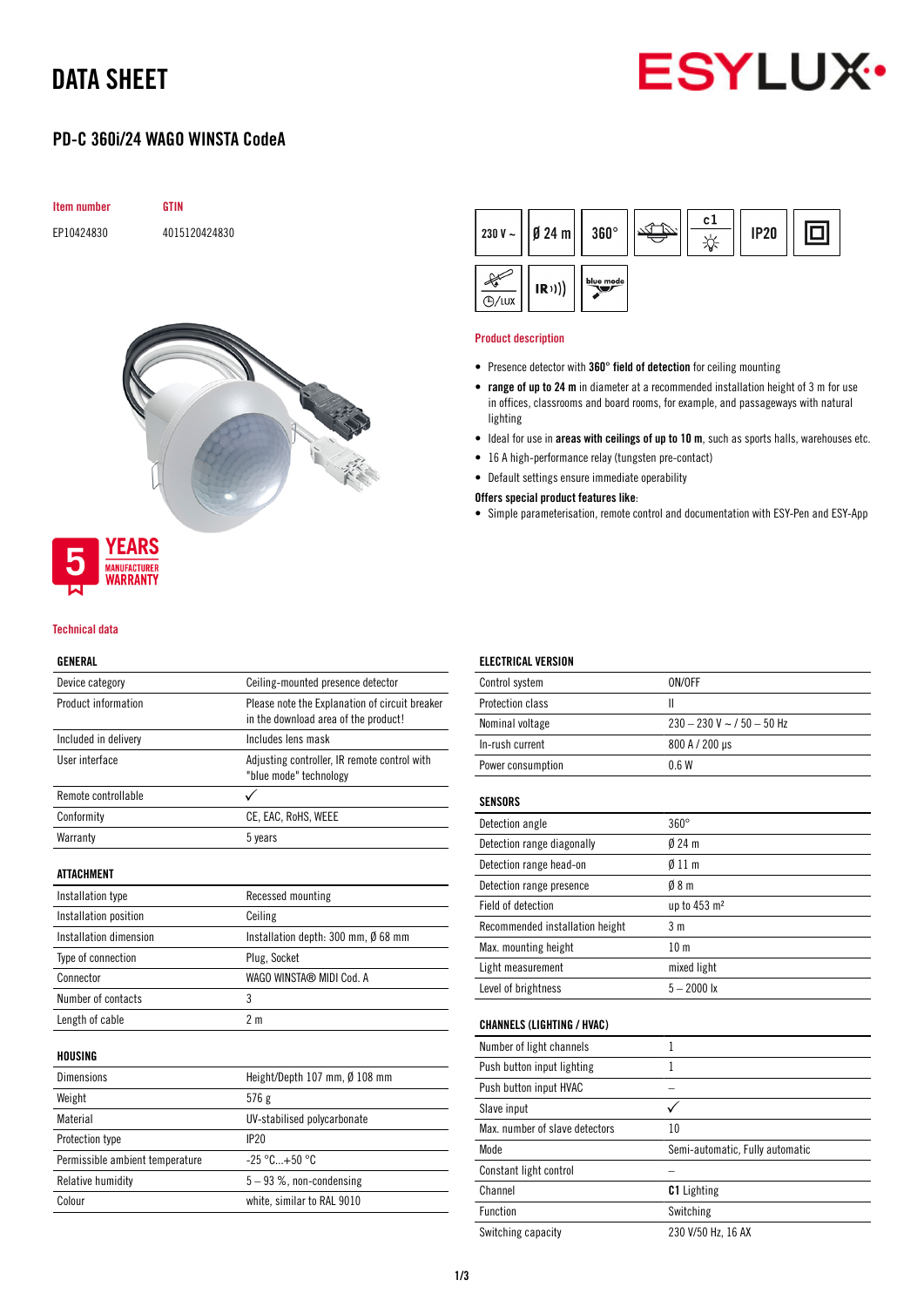# DATA SHEET

## PD-C 360i/24 WAGO WINSTA CodeA

| Item number | GTIN |
|---|---|
| EP10424830 | 4015120424830 |

230 V ~ | Ø 24 m | 360° | c1 | IP20 | IR | blue mode

5 YEARS MANUFACTURER WARRANTY

### Product description

- Presence detector with **360° field of detection** for ceiling mounting
- **range of up to 24 m** in diameter at a recommended installation height of 3 m for use in offices, classrooms and board rooms, for example, and passageways with natural lighting
- Ideal for use in **areas with ceilings of up to 10 m**, such as sports halls, warehouses etc.
- 16 A high-performance relay (tungsten pre-contact)
- Default settings ensure immediate operability

**Offers special product features like**:

- Simple parameterisation, remote control and documentation with ESY-Pen and ESY-App

### Technical data

**GENERAL**

| | |
|---|---|
| Device category | Ceiling-mounted presence detector |
| Product information | Please note the Explanation of circuit breaker in the download area of the product! |
| Included in delivery | Includes lens mask |
| User interface | Adjusting controller, IR remote control with "blue mode" technology |
| Remote controllable | ✓ |
| Conformity | CE, EAC, RoHS, WEEE |
| Warranty | 5 years |

**ATTACHMENT**

| | |
|---|---|
| Installation type | Recessed mounting |
| Installation position | Ceiling |
| Installation dimension | Installation depth: 300 mm, Ø 68 mm |
| Type of connection | Plug, Socket |
| Connector | WAGO WINSTA® MIDI Cod. A |
| Number of contacts | 3 |
| Length of cable | 2 m |

**HOUSING**

| | |
|---|---|
| Dimensions | Height/Depth 107 mm, Ø 108 mm |
| Weight | 576 g |
| Material | UV-stabilised polycarbonate |
| Protection type | IP20 |
| Permissible ambient temperature | -25 °C...+50 °C |
| Relative humidity | 5 – 93 %, non-condensing |
| Colour | white, similar to RAL 9010 |

**ELECTRICAL VERSION**

| | |
|---|---|
| Control system | ON/OFF |
| Protection class | II |
| Nominal voltage | 230 – 230 V ~ / 50 – 50 Hz |
| In-rush current | 800 A / 200 µs |
| Power consumption | 0.6 W |

**SENSORS**

| | |
|---|---|
| Detection angle | 360° |
| Detection range diagonally | Ø 24 m |
| Detection range head-on | Ø 11 m |
| Detection range presence | Ø 8 m |
| Field of detection | up to 453 m² |
| Recommended installation height | 3 m |
| Max. mounting height | 10 m |
| Light measurement | mixed light |
| Level of brightness | 5 – 2000 lx |

**CHANNELS (LIGHTING / HVAC)**

| | |
|---|---|
| Number of light channels | 1 |
| Push button input lighting | 1 |
| Push button input HVAC | – |
| Slave input | ✓ |
| Max. number of slave detectors | 10 |
| Mode | Semi-automatic, Fully automatic |
| Constant light control | – |
| Channel | **C1** Lighting |
| Function | Switching |
| Switching capacity | 230 V/50 Hz, 16 AX |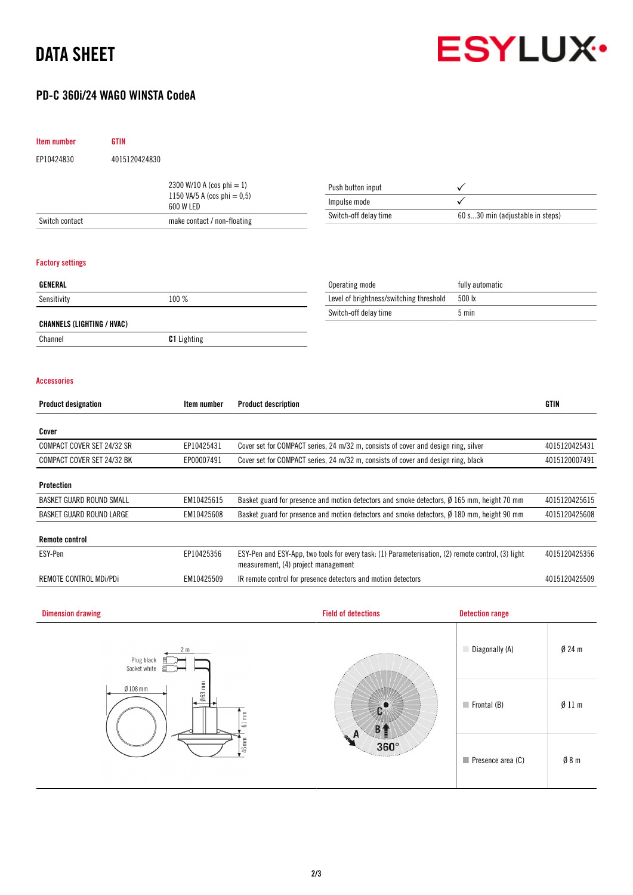# DATA SHEET

## PD-C 360i/24 WAGO WINSTA CodeA

| Item number | GTIN |
|---|---|
| EP10424830 | 4015120424830 |

| | |
|---|---|
| | 2300 W/10 A (cos phi = 1)<br>1150 VA/5 A (cos phi = 0,5)<br>600 W LED |
| Switch contact | make contact / non-floating |

| | |
|---|---|
| Push button input | ✓ |
| Impulse mode | ✓ |
| Switch-off delay time | 60 s...30 min (adjustable in steps) |

### Factory settings

| GENERAL | |
|---|---|
| Sensitivity | 100 % |

| CHANNELS (LIGHTING / HVAC) | |
|---|---|
| Channel | **C1** Lighting |

| | |
|---|---|
| Operating mode | fully automatic |
| Level of brightness/switching threshold | 500 lx |
| Switch-off delay time | 5 min |

### Accessories

| Product designation | Item number | Product description | GTIN |
|---|---|---|---|
| **Cover** | | | |
| COMPACT COVER SET 24/32 SR | EP10425431 | Cover set for COMPACT series, 24 m/32 m, consists of cover and design ring, silver | 4015120425431 |
| COMPACT COVER SET 24/32 BK | EP00007491 | Cover set for COMPACT series, 24 m/32 m, consists of cover and design ring, black | 4015120007491 |
| **Protection** | | | |
| BASKET GUARD ROUND SMALL | EM10425615 | Basket guard for presence and motion detectors and smoke detectors, Ø 165 mm, height 70 mm | 4015120425615 |
| BASKET GUARD ROUND LARGE | EM10425608 | Basket guard for presence and motion detectors and smoke detectors, Ø 180 mm, height 90 mm | 4015120425608 |
| **Remote control** | | | |
| ESY-Pen | EP10425356 | ESY-Pen and ESY-App, two tools for every task: (1) Parameterisation, (2) remote control, (3) light measurement, (4) project management | 4015120425356 |
| REMOTE CONTROL MDi/PDi | EM10425509 | IR remote control for presence detectors and motion detectors | 4015120425509 |

### Dimension drawing

Plug black, Socket white, 2 m, Ø 108 mm, Ø63 mm, 61 mm, 45mm

### Field of detections

A, B, C, 360°

### Detection range

| | |
|---|---|
| Diagonally (A) | Ø 24 m |
| Frontal (B) | Ø 11 m |
| Presence area (C) | Ø 8 m |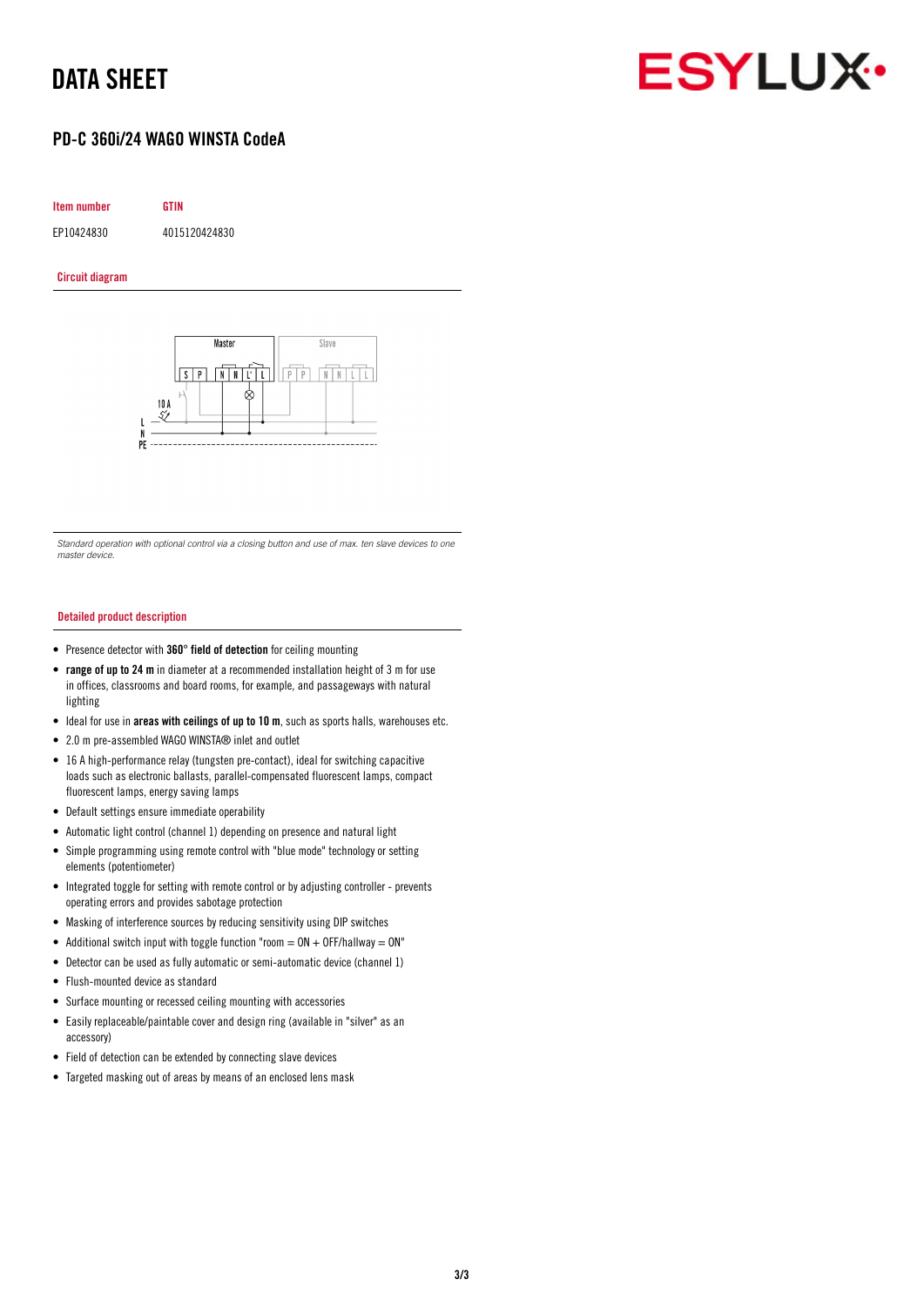# DATA SHEET

## PD-C 360i/24 WAGO WINSTA CodeA

| Item number | GTIN |
| --- | --- |
| EP10424830 | 4015120424830 |

### Circuit diagram

Master

Slave

S P N N L' L

P P N N L L

10 A

L

N

PE

*Standard operation with optional control via a closing button and use of max. ten slave devices to one master device.*

### Detailed product description

- Presence detector with **360° field of detection** for ceiling mounting
- **range of up to 24 m** in diameter at a recommended installation height of 3 m for use in offices, classrooms and board rooms, for example, and passageways with natural lighting
- Ideal for use in **areas with ceilings of up to 10 m**, such as sports halls, warehouses etc.
- 2.0 m pre-assembled WAGO WINSTA® inlet and outlet
- 16 A high-performance relay (tungsten pre-contact), ideal for switching capacitive loads such as electronic ballasts, parallel-compensated fluorescent lamps, compact fluorescent lamps, energy saving lamps
- Default settings ensure immediate operability
- Automatic light control (channel 1) depending on presence and natural light
- Simple programming using remote control with "blue mode" technology or setting elements (potentiometer)
- Integrated toggle for setting with remote control or by adjusting controller - prevents operating errors and provides sabotage protection
- Masking of interference sources by reducing sensitivity using DIP switches
- Additional switch input with toggle function "room = ON + OFF/hallway = ON"
- Detector can be used as fully automatic or semi-automatic device (channel 1)
- Flush-mounted device as standard
- Surface mounting or recessed ceiling mounting with accessories
- Easily replaceable/paintable cover and design ring (available in "silver" as an accessory)
- Field of detection can be extended by connecting slave devices
- Targeted masking out of areas by means of an enclosed lens mask